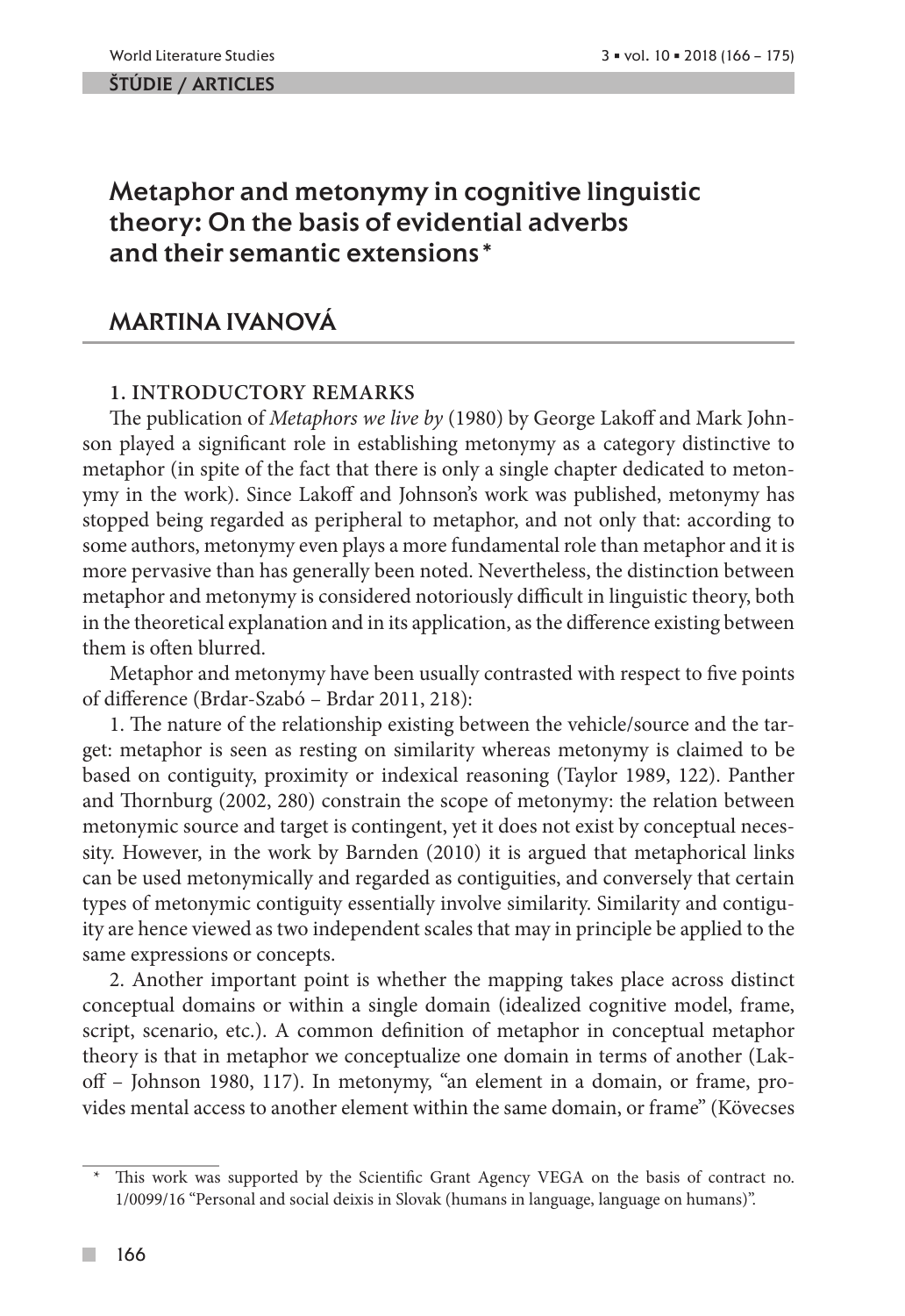ŠTÚDIE / ARTICLES

# Metaphor and metonymy in cognitive linguistic theory: On the basis of evidential adverbs and their semantic extensions *

## MARTINA IVANOVÁ

### 1. INTRODUCTORY REMARKS

The publication of *Metaphors we live by* (1980) by George Lakoff and Mark Johnson played a significant role in establishing metonymy as a category distinctive to metaphor (in spite of the fact that there is only a single chapter dedicated to metonymy in the work). Since Lakoff and Johnson's work was published, metonymy has stopped being regarded as peripheral to metaphor, and not only that: according to some authors, metonymy even plays a more fundamental role than metaphor and it is more pervasive than has generally been noted. Nevertheless, the distinction between metaphor and metonymy is considered notoriously difficult in linguistic theory, both in the theoretical explanation and in its application, as the difference existing between them is often blurred.

Metaphor and metonymy have been usually contrasted with respect to five points of difference (Brdar-Szabó – Brdar 2011, 218):

1. The nature of the relationship existing between the vehicle/source and the target: metaphor is seen as resting on similarity whereas metonymy is claimed to be based on contiguity, proximity or indexical reasoning (Taylor 1989, 122). Panther and Thornburg (2002, 280) constrain the scope of metonymy: the relation between metonymic source and target is contingent, yet it does not exist by conceptual necessity. However, in the work by Barnden (2010) it is argued that metaphorical links can be used metonymically and regarded as contiguities, and conversely that certain types of metonymic contiguity essentially involve similarity. Similarity and contiguity are hence viewed as two independent scales that may in principle be applied to the same expressions or concepts.

2. Another important point is whether the mapping takes place across distinct conceptual domains or within a single domain (idealized cognitive model, frame, script, scenario, etc.). A common definition of metaphor in conceptual metaphor theory is that in metaphor we conceptualize one domain in terms of another (Lakoff – Johnson 1980, 117). In metonymy, "an element in a domain, or frame, provides mental access to another element within the same domain, or frame" (Kövecses

---

\* This work was supported by the Scientific Grant Agency VEGA on the basis of contract no. 1/0099/16 "Personal and social deixis in Slovak (humans in language, language on humans)".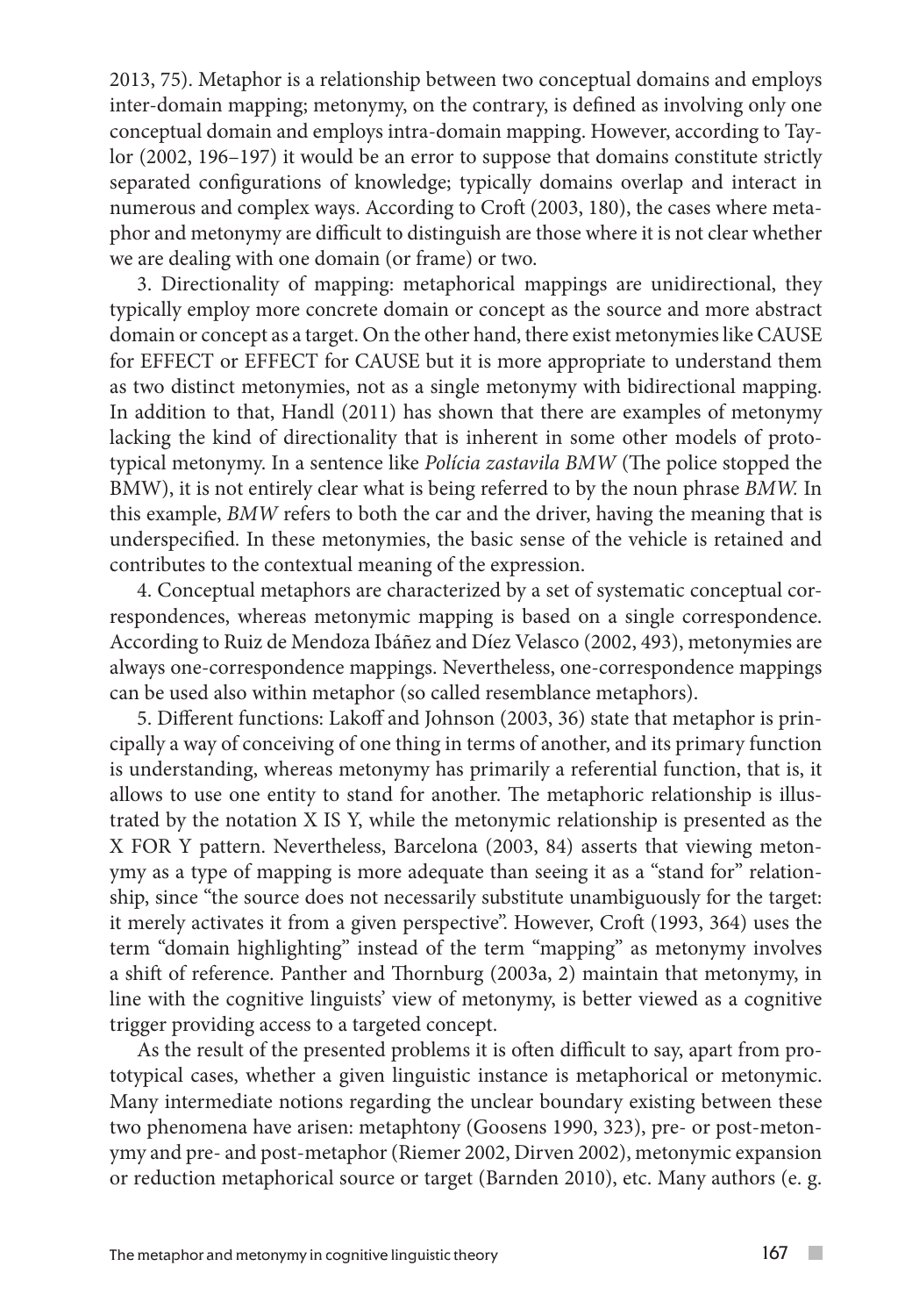2013, 75). Metaphor is a relationship between two conceptual domains and employs inter-domain mapping; metonymy, on the contrary, is defined as involving only one conceptual domain and employs intra-domain mapping. However, according to Taylor (2002, 196–197) it would be an error to suppose that domains constitute strictly separated configurations of knowledge; typically domains overlap and interact in numerous and complex ways. According to Croft (2003, 180), the cases where metaphor and metonymy are difficult to distinguish are those where it is not clear whether we are dealing with one domain (or frame) or two.

3. Directionality of mapping: metaphorical mappings are unidirectional, they typically employ more concrete domain or concept as the source and more abstract domain or concept as a target. On the other hand, there exist metonymies like CAUSE for EFFECT or EFFECT for CAUSE but it is more appropriate to understand them as two distinct metonymies, not as a single metonymy with bidirectional mapping. In addition to that, Handl (2011) has shown that there are examples of metonymy lacking the kind of directionality that is inherent in some other models of prototypical metonymy. In a sentence like *Polícia zastavila BMW* (The police stopped the BMW), it is not entirely clear what is being referred to by the noun phrase *BMW*. In this example, *BMW* refers to both the car and the driver, having the meaning that is underspecified. In these metonymies, the basic sense of the vehicle is retained and contributes to the contextual meaning of the expression.

4. Conceptual metaphors are characterized by a set of systematic conceptual correspondences, whereas metonymic mapping is based on a single correspondence. According to Ruiz de Mendoza Ibáñez and Díez Velasco (2002, 493), metonymies are always one-correspondence mappings. Nevertheless, one-correspondence mappings can be used also within metaphor (so called resemblance metaphors).

5. Different functions: Lakoff and Johnson (2003, 36) state that metaphor is principally a way of conceiving of one thing in terms of another, and its primary function is understanding, whereas metonymy has primarily a referential function, that is, it allows to use one entity to stand for another. The metaphoric relationship is illustrated by the notation X IS Y, while the metonymic relationship is presented as the X FOR Y pattern. Nevertheless, Barcelona (2003, 84) asserts that viewing metonymy as a type of mapping is more adequate than seeing it as a "stand for" relationship, since "the source does not necessarily substitute unambiguously for the target: it merely activates it from a given perspective". However, Croft (1993, 364) uses the term "domain highlighting" instead of the term "mapping" as metonymy involves a shift of reference. Panther and Thornburg (2003a, 2) maintain that metonymy, in line with the cognitive linguists' view of metonymy, is better viewed as a cognitive trigger providing access to a targeted concept.

As the result of the presented problems it is often difficult to say, apart from prototypical cases, whether a given linguistic instance is metaphorical or metonymic. Many intermediate notions regarding the unclear boundary existing between these two phenomena have arisen: metaphtony (Goosens 1990, 323), pre- or post-metonymy and pre- and post-metaphor (Riemer 2002, Dirven 2002), metonymic expansion or reduction metaphorical source or target (Barnden 2010), etc. Many authors (e. g.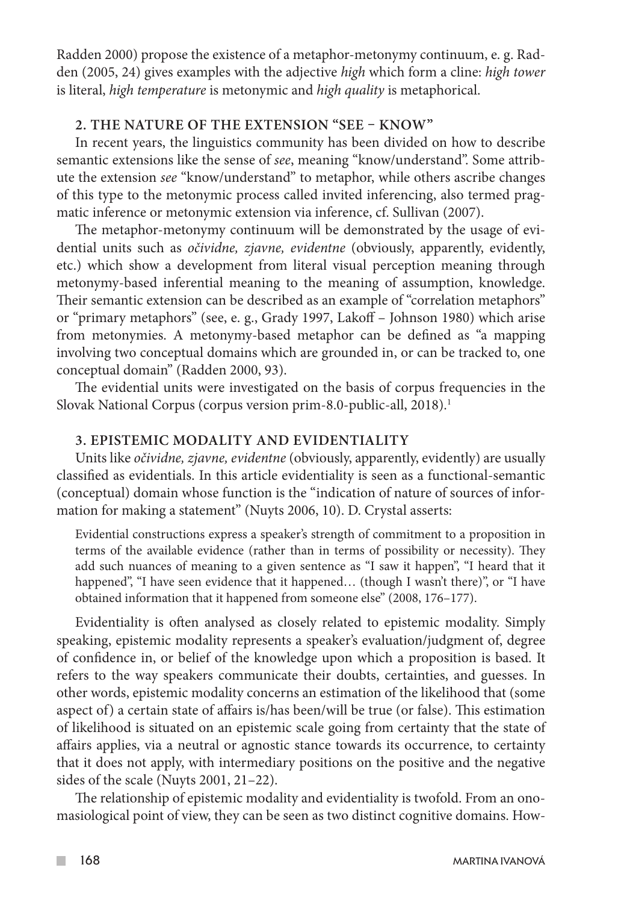Radden 2000) propose the existence of a metaphor-metonymy continuum, e. g. Radden (2005, 24) gives examples with the adjective *high* which form a cline: *high tower* is literal, *high temperature* is metonymic and *high quality* is metaphorical.

## 2. THE NATURE OF THE EXTENSION "SEE – KNOW"

In recent years, the linguistics community has been divided on how to describe semantic extensions like the sense of *see*, meaning "know/understand". Some attribute the extension *see* "know/understand" to metaphor, while others ascribe changes of this type to the metonymic process called invited inferencing, also termed pragmatic inference or metonymic extension via inference, cf. Sullivan (2007).

The metaphor-metonymy continuum will be demonstrated by the usage of evidential units such as *očividne, zjavne, evidentne* (obviously, apparently, evidently, etc.) which show a development from literal visual perception meaning through metonymy-based inferential meaning to the meaning of assumption, knowledge. Their semantic extension can be described as an example of "correlation metaphors" or "primary metaphors" (see, e. g., Grady 1997, Lakoff – Johnson 1980) which arise from metonymies. A metonymy-based metaphor can be defined as "a mapping involving two conceptual domains which are grounded in, or can be tracked to, one conceptual domain" (Radden 2000, 93).

The evidential units were investigated on the basis of corpus frequencies in the Slovak National Corpus (corpus version prim-8.0-public-all, 2018).[1]

## 3. EPISTEMIC MODALITY AND EVIDENTIALITY

Units like *očividne, zjavne, evidentne* (obviously, apparently, evidently) are usually classified as evidentials. In this article evidentiality is seen as a functional-semantic (conceptual) domain whose function is the "indication of nature of sources of information for making a statement" (Nuyts 2006, 10). D. Crystal asserts:

> Evidential constructions express a speaker's strength of commitment to a proposition in terms of the available evidence (rather than in terms of possibility or necessity). They add such nuances of meaning to a given sentence as "I saw it happen", "I heard that it happened", "I have seen evidence that it happened… (though I wasn't there)", or "I have obtained information that it happened from someone else" (2008, 176–177).

Evidentiality is often analysed as closely related to epistemic modality. Simply speaking, epistemic modality represents a speaker's evaluation/judgment of, degree of confidence in, or belief of the knowledge upon which a proposition is based. It refers to the way speakers communicate their doubts, certainties, and guesses. In other words, epistemic modality concerns an estimation of the likelihood that (some aspect of) a certain state of affairs is/has been/will be true (or false). This estimation of likelihood is situated on an epistemic scale going from certainty that the state of affairs applies, via a neutral or agnostic stance towards its occurrence, to certainty that it does not apply, with intermediary positions on the positive and the negative sides of the scale (Nuyts 2001, 21–22).

The relationship of epistemic modality and evidentiality is twofold. From an onomasiological point of view, they can be seen as two distinct cognitive domains. How-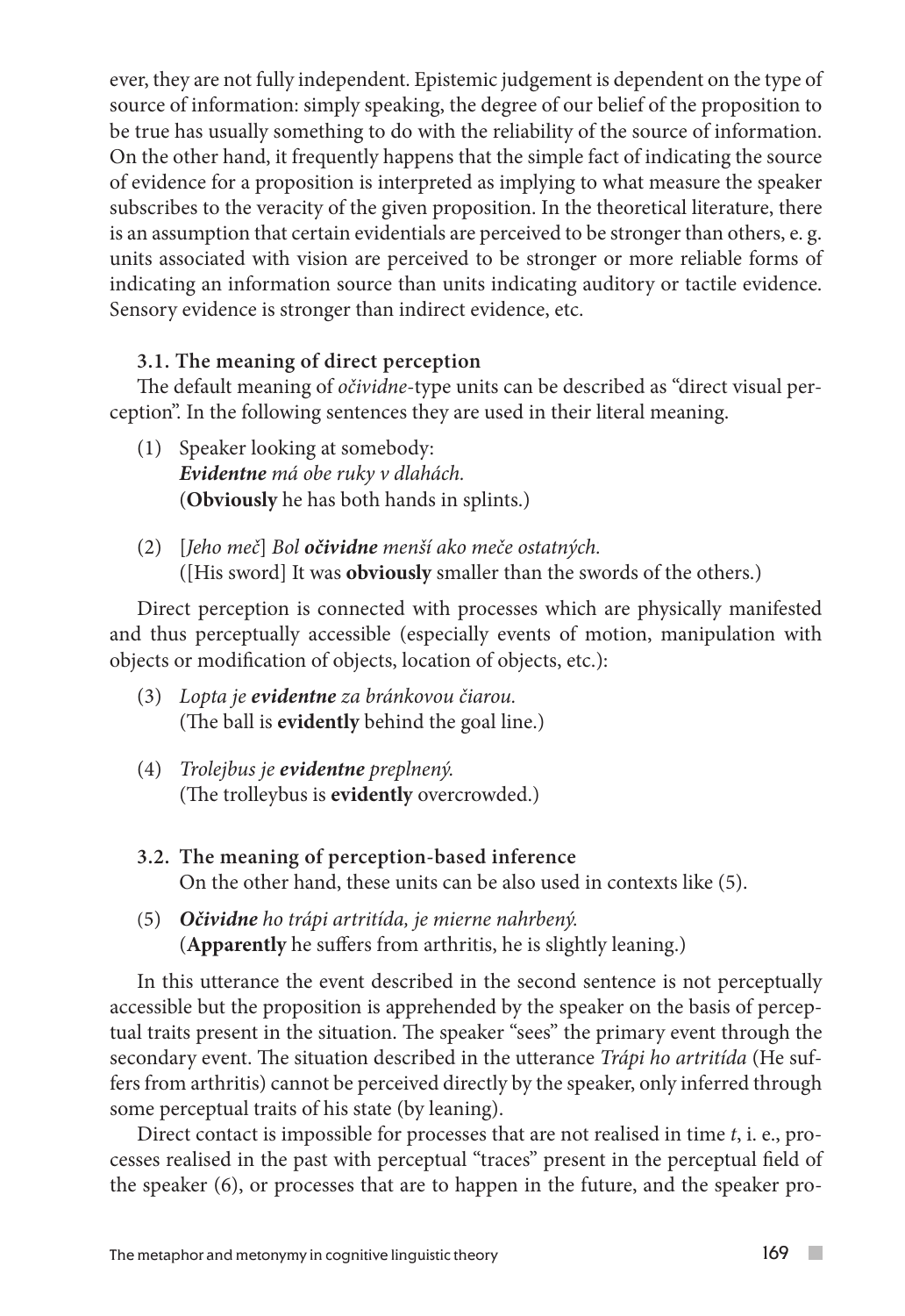ever, they are not fully independent. Epistemic judgement is dependent on the type of source of information: simply speaking, the degree of our belief of the proposition to be true has usually something to do with the reliability of the source of information. On the other hand, it frequently happens that the simple fact of indicating the source of evidence for a proposition is interpreted as implying to what measure the speaker subscribes to the veracity of the given proposition. In the theoretical literature, there is an assumption that certain evidentials are perceived to be stronger than others, e. g. units associated with vision are perceived to be stronger or more reliable forms of indicating an information source than units indicating auditory or tactile evidence. Sensory evidence is stronger than indirect evidence, etc.

### 3.1. The meaning of direct perception

The default meaning of *očividne*-type units can be described as "direct visual perception". In the following sentences they are used in their literal meaning.

(1) Speaker looking at somebody:
***Evidentne*** *má obe ruky v dlahách.*
(**Obviously** he has both hands in splints.)

(2) [*Jeho meč*] *Bol* ***očividne*** *menší ako meče ostatných.*
([His sword] It was **obviously** smaller than the swords of the others.)

Direct perception is connected with processes which are physically manifested and thus perceptually accessible (especially events of motion, manipulation with objects or modification of objects, location of objects, etc.):

(3) *Lopta je* ***evidentne*** *za bránkovou čiarou.*
(The ball is **evidently** behind the goal line.)

(4) *Trolejbus je* ***evidentne*** *preplnený.*
(The trolleybus is **evidently** overcrowded.)

### 3.2. The meaning of perception-based inference

On the other hand, these units can be also used in contexts like (5).

(5) ***Očividne*** *ho trápi artritída, je mierne nahrbený.*
(**Apparently** he suffers from arthritis, he is slightly leaning.)

In this utterance the event described in the second sentence is not perceptually accessible but the proposition is apprehended by the speaker on the basis of perceptual traits present in the situation. The speaker "sees" the primary event through the secondary event. The situation described in the utterance *Trápi ho artritída* (He suffers from arthritis) cannot be perceived directly by the speaker, only inferred through some perceptual traits of his state (by leaning).

Direct contact is impossible for processes that are not realised in time *t*, i. e., processes realised in the past with perceptual "traces" present in the perceptual field of the speaker (6), or processes that are to happen in the future, and the speaker pro-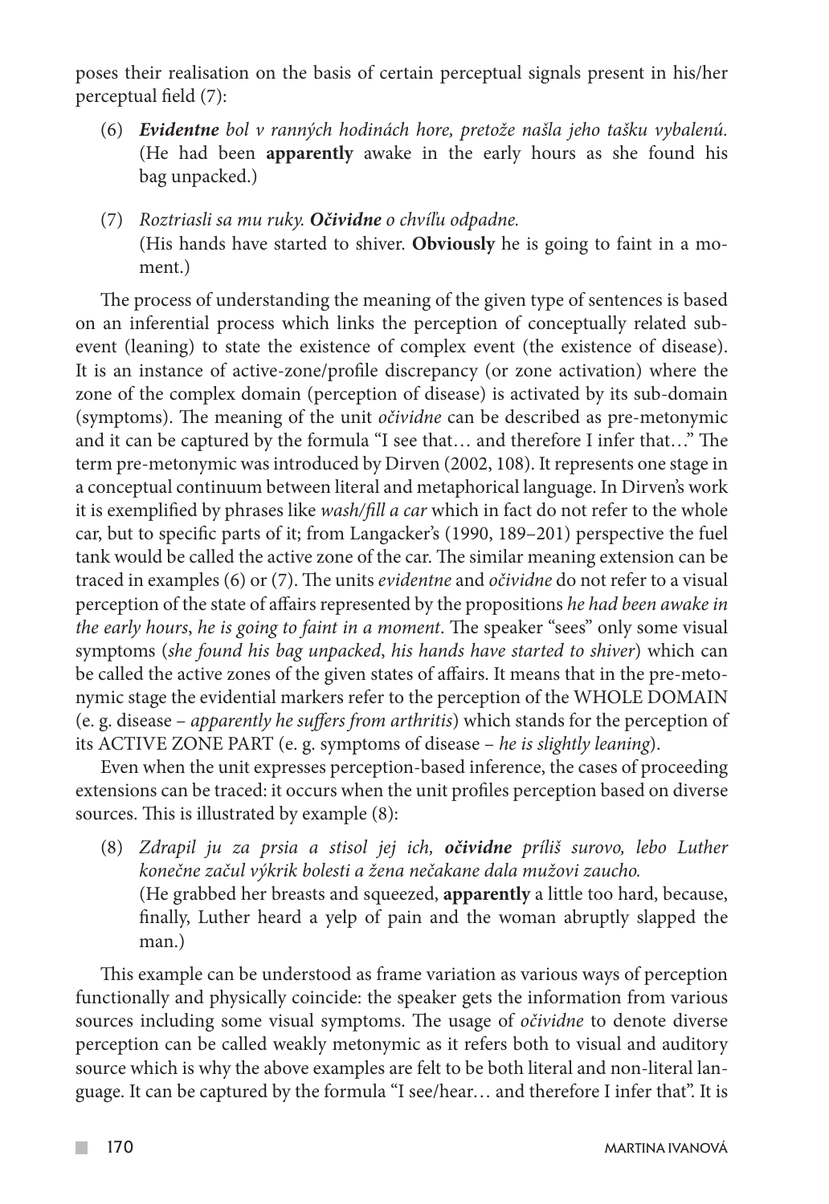poses their realisation on the basis of certain perceptual signals present in his/her perceptual field (7):

(6) ***Evidentne*** *bol v ranných hodinách hore, pretože našla jeho tašku vybalenú.* (He had been **apparently** awake in the early hours as she found his bag unpacked.)

(7) *Roztriasli sa mu ruky.* ***Očividne*** *o chvíľu odpadne.* (His hands have started to shiver. **Obviously** he is going to faint in a moment.)

The process of understanding the meaning of the given type of sentences is based on an inferential process which links the perception of conceptually related sub-event (leaning) to state the existence of complex event (the existence of disease). It is an instance of active-zone/profile discrepancy (or zone activation) where the zone of the complex domain (perception of disease) is activated by its sub-domain (symptoms). The meaning of the unit *očividne* can be described as pre-metonymic and it can be captured by the formula "I see that… and therefore I infer that…" The term pre-metonymic was introduced by Dirven (2002, 108). It represents one stage in a conceptual continuum between literal and metaphorical language. In Dirven's work it is exemplified by phrases like *wash/fill a car* which in fact do not refer to the whole car, but to specific parts of it; from Langacker's (1990, 189–201) perspective the fuel tank would be called the active zone of the car. The similar meaning extension can be traced in examples (6) or (7). The units *evidentne* and *očividne* do not refer to a visual perception of the state of affairs represented by the propositions *he had been awake in the early hours*, *he is going to faint in a moment*. The speaker "sees" only some visual symptoms (*she found his bag unpacked*, *his hands have started to shiver*) which can be called the active zones of the given states of affairs. It means that in the pre-metonymic stage the evidential markers refer to the perception of the WHOLE DOMAIN (e. g. disease – *apparently he suffers from arthritis*) which stands for the perception of its ACTIVE ZONE PART (e. g. symptoms of disease – *he is slightly leaning*).

Even when the unit expresses perception-based inference, the cases of proceeding extensions can be traced: it occurs when the unit profiles perception based on diverse sources. This is illustrated by example (8):

(8) *Zdrapil ju za prsia a stisol jej ich,* ***očividne*** *príliš surovo, lebo Luther konečne začul výkrik bolesti a žena nečakane dala mužovi zaucho.* (He grabbed her breasts and squeezed, **apparently** a little too hard, because, finally, Luther heard a yelp of pain and the woman abruptly slapped the man.)

This example can be understood as frame variation as various ways of perception functionally and physically coincide: the speaker gets the information from various sources including some visual symptoms. The usage of *očividne* to denote diverse perception can be called weakly metonymic as it refers both to visual and auditory source which is why the above examples are felt to be both literal and non-literal language. It can be captured by the formula "I see/hear… and therefore I infer that". It is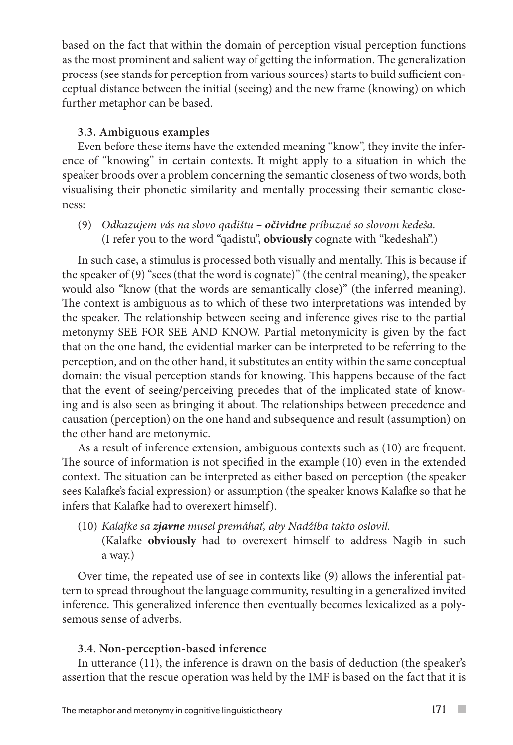based on the fact that within the domain of perception visual perception functions as the most prominent and salient way of getting the information. The generalization process (see stands for perception from various sources) starts to build sufficient conceptual distance between the initial (seeing) and the new frame (knowing) on which further metaphor can be based.

### 3.3. Ambiguous examples

Even before these items have the extended meaning "know", they invite the inference of "knowing" in certain contexts. It might apply to a situation in which the speaker broods over a problem concerning the semantic closeness of two words, both visualising their phonetic similarity and mentally processing their semantic closeness:

(9) *Odkazujem vás na slovo qadištu – **očividne** príbuzné so slovom kedeša.*
(I refer you to the word "qadistu", **obviously** cognate with "kedeshah".)

In such case, a stimulus is processed both visually and mentally. This is because if the speaker of (9) "sees (that the word is cognate)" (the central meaning), the speaker would also "know (that the words are semantically close)" (the inferred meaning). The context is ambiguous as to which of these two interpretations was intended by the speaker. The relationship between seeing and inference gives rise to the partial metonymy SEE FOR SEE AND KNOW. Partial metonymicity is given by the fact that on the one hand, the evidential marker can be interpreted to be referring to the perception, and on the other hand, it substitutes an entity within the same conceptual domain: the visual perception stands for knowing. This happens because of the fact that the event of seeing/perceiving precedes that of the implicated state of knowing and is also seen as bringing it about. The relationships between precedence and causation (perception) on the one hand and subsequence and result (assumption) on the other hand are metonymic.

As a result of inference extension, ambiguous contexts such as (10) are frequent. The source of information is not specified in the example (10) even in the extended context. The situation can be interpreted as either based on perception (the speaker sees Kalafke's facial expression) or assumption (the speaker knows Kalafke so that he infers that Kalafke had to overexert himself).

(10) *Kalafke sa **zjavne** musel premáhať, aby Nadžíba takto oslovil.*
(Kalafke **obviously** had to overexert himself to address Nagib in such a way.)

Over time, the repeated use of see in contexts like (9) allows the inferential pattern to spread throughout the language community, resulting in a generalized invited inference. This generalized inference then eventually becomes lexicalized as a polysemous sense of adverbs.

### 3.4. Non-perception-based inference

In utterance (11), the inference is drawn on the basis of deduction (the speaker's assertion that the rescue operation was held by the IMF is based on the fact that it is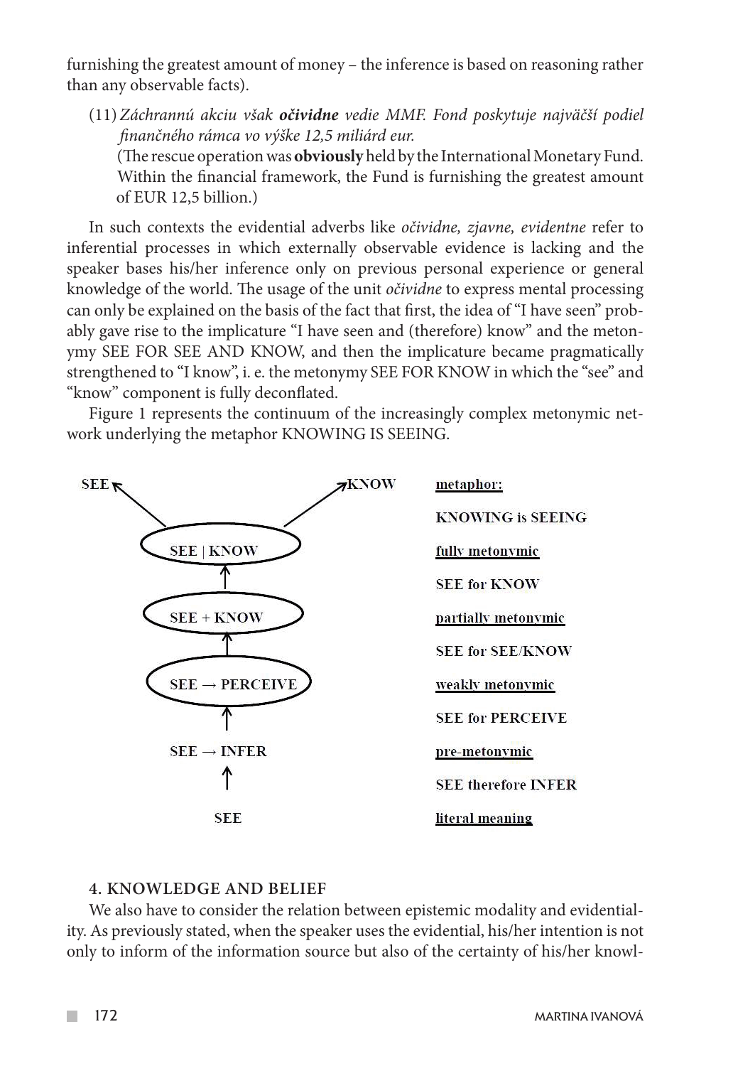furnishing the greatest amount of money – the inference is based on reasoning rather than any observable facts).

(11) *Záchrannú akciu však* ***očividne*** *vedie MMF. Fond poskytuje najväčší podiel finančného rámca vo výške 12,5 miliárd eur.*
(The rescue operation was **obviously** held by the International Monetary Fund. Within the financial framework, the Fund is furnishing the greatest amount of EUR 12,5 billion.)

In such contexts the evidential adverbs like *očividne, zjavne, evidentne* refer to inferential processes in which externally observable evidence is lacking and the speaker bases his/her inference only on previous personal experience or general knowledge of the world. The usage of the unit *očividne* to express mental processing can only be explained on the basis of the fact that first, the idea of "I have seen" probably gave rise to the implicature "I have seen and (therefore) know" and the metonymy SEE FOR SEE AND KNOW, and then the implicature became pragmatically strengthened to "I know", i. e. the metonymy SEE FOR KNOW in which the "see" and "know" component is fully deconflated.

Figure 1 represents the continuum of the increasingly complex metonymic network underlying the metaphor KNOWING IS SEEING.

| Diagram | Level |
| --- | --- |
| SEE ↖ ↗ KNOW | metaphor: KNOWING is SEEING |
| SEE \| KNOW | fully metonymic: SEE for KNOW |
| SEE + KNOW | partially metonymic: SEE for SEE/KNOW |
| SEE → PERCEIVE | weakly metonymic: SEE for PERCEIVE |
| SEE → INFER | pre-metonymic: SEE therefore INFER |
| SEE | literal meaning |

## 4. KNOWLEDGE AND BELIEF

We also have to consider the relation between epistemic modality and evidentiality. As previously stated, when the speaker uses the evidential, his/her intention is not only to inform of the information source but also of the certainty of his/her knowl-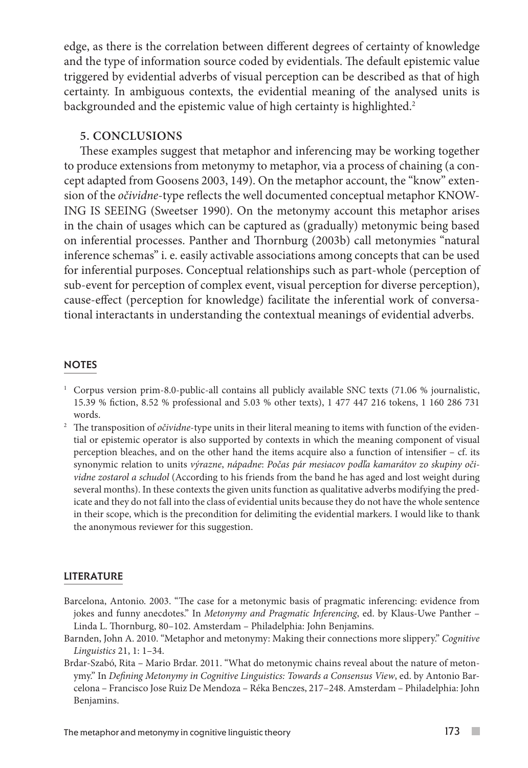edge, as there is the correlation between different degrees of certainty of knowledge and the type of information source coded by evidentials. The default epistemic value triggered by evidential adverbs of visual perception can be described as that of high certainty. In ambiguous contexts, the evidential meaning of the analysed units is backgrounded and the epistemic value of high certainty is highlighted.[2]

## 5. CONCLUSIONS

These examples suggest that metaphor and inferencing may be working together to produce extensions from metonymy to metaphor, via a process of chaining (a concept adapted from Goosens 2003, 149). On the metaphor account, the "know" extension of the *očividne*-type reflects the well documented conceptual metaphor KNOWING IS SEEING (Sweetser 1990). On the metonymy account this metaphor arises in the chain of usages which can be captured as (gradually) metonymic being based on inferential processes. Panther and Thornburg (2003b) call metonymies "natural inference schemas" i. e. easily activable associations among concepts that can be used for inferential purposes. Conceptual relationships such as part-whole (perception of sub-event for perception of complex event, visual perception for diverse perception), cause-effect (perception for knowledge) facilitate the inferential work of conversational interactants in understanding the contextual meanings of evidential adverbs.

## NOTES

[1] Corpus version prim-8.0-public-all contains all publicly available SNC texts (71.06 % journalistic, 15.39 % fiction, 8.52 % professional and 5.03 % other texts), 1 477 447 216 tokens, 1 160 286 731 words.

[2] The transposition of *očividne*-type units in their literal meaning to items with function of the evidential or epistemic operator is also supported by contexts in which the meaning component of visual perception bleaches, and on the other hand the items acquire also a function of intensifier – cf. its synonymic relation to units *výrazne*, *nápadne*: *Počas pár mesiacov podľa kamarátov zo skupiny očividne zostarol a schudol* (According to his friends from the band he has aged and lost weight during several months). In these contexts the given units function as qualitative adverbs modifying the predicate and they do not fall into the class of evidential units because they do not have the whole sentence in their scope, which is the precondition for delimiting the evidential markers. I would like to thank the anonymous reviewer for this suggestion.

## LITERATURE

Barcelona, Antonio. 2003. "The case for a metonymic basis of pragmatic inferencing: evidence from jokes and funny anecdotes." In *Metonymy and Pragmatic Inferencing*, ed. by Klaus-Uwe Panther – Linda L. Thornburg, 80–102. Amsterdam – Philadelphia: John Benjamins.

Barnden, John A. 2010. "Metaphor and metonymy: Making their connections more slippery." *Cognitive Linguistics* 21, 1: 1–34.

Brdar-Szabó, Rita – Mario Brdar. 2011. "What do metonymic chains reveal about the nature of metonymy." In *Defining Metonymy in Cognitive Linguistics: Towards a Consensus View*, ed. by Antonio Barcelona – Francisco Jose Ruiz De Mendoza – Réka Benczes, 217–248. Amsterdam – Philadelphia: John Benjamins.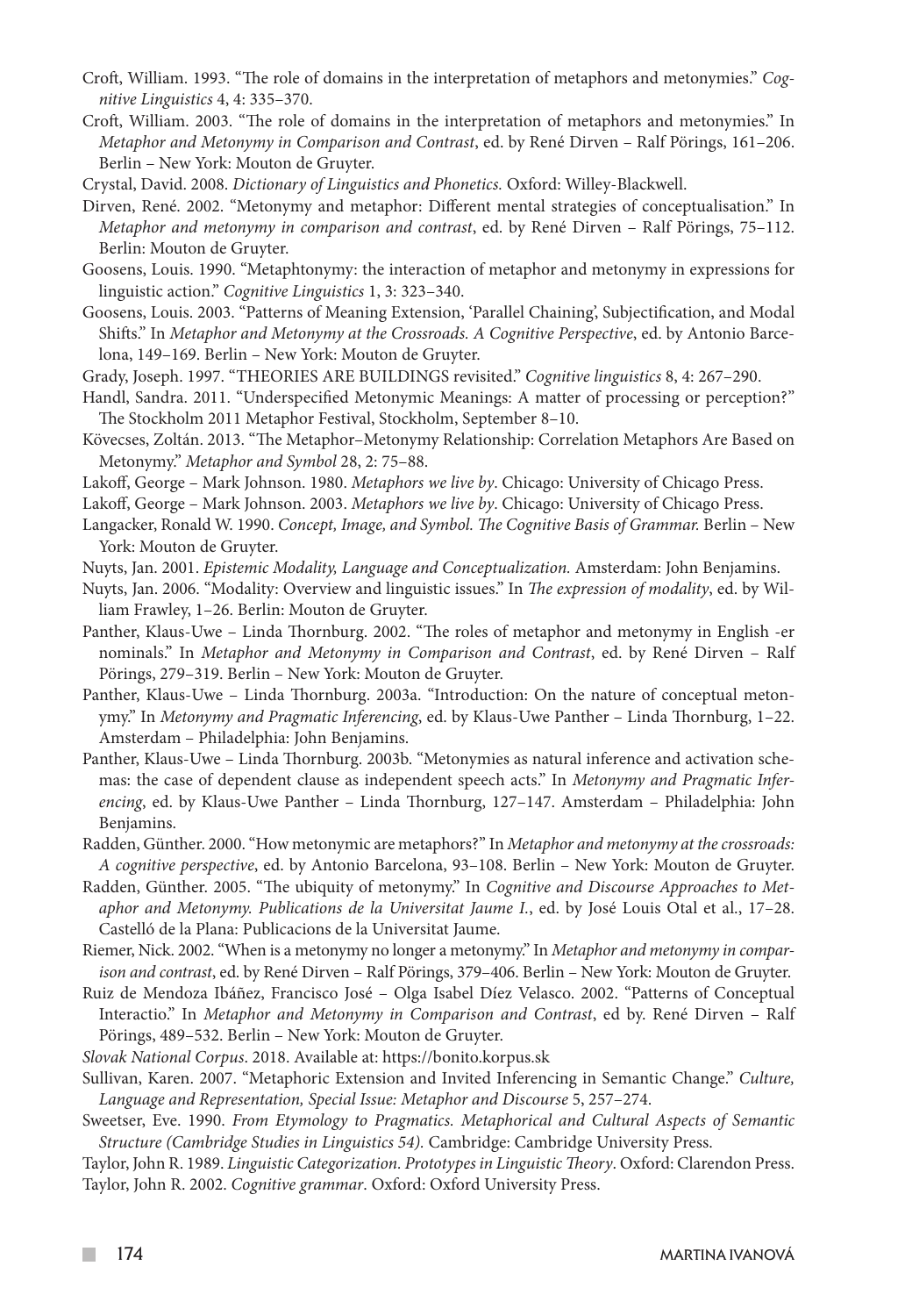Croft, William. 1993. "The role of domains in the interpretation of metaphors and metonymies." *Cognitive Linguistics* 4, 4: 335–370.

Croft, William. 2003. "The role of domains in the interpretation of metaphors and metonymies." In *Metaphor and Metonymy in Comparison and Contrast*, ed. by René Dirven – Ralf Pörings, 161–206. Berlin – New York: Mouton de Gruyter.

Crystal, David. 2008. *Dictionary of Linguistics and Phonetics.* Oxford: Willey-Blackwell.

Dirven, René. 2002. "Metonymy and metaphor: Different mental strategies of conceptualisation." In *Metaphor and metonymy in comparison and contrast*, ed. by René Dirven – Ralf Pörings, 75–112. Berlin: Mouton de Gruyter.

Goosens, Louis. 1990. "Metaphtonymy: the interaction of metaphor and metonymy in expressions for linguistic action." *Cognitive Linguistics* 1, 3: 323–340.

Goosens, Louis. 2003. "Patterns of Meaning Extension, 'Parallel Chaining', Subjectification, and Modal Shifts." In *Metaphor and Metonymy at the Crossroads. A Cognitive Perspective*, ed. by Antonio Barcelona, 149–169. Berlin – New York: Mouton de Gruyter.

Grady, Joseph. 1997. "THEORIES ARE BUILDINGS revisited." *Cognitive linguistics* 8, 4: 267–290.

Handl, Sandra. 2011. "Underspecified Metonymic Meanings: A matter of processing or perception?" The Stockholm 2011 Metaphor Festival, Stockholm, September 8–10.

Kövecses, Zoltán. 2013. "The Metaphor–Metonymy Relationship: Correlation Metaphors Are Based on Metonymy." *Metaphor and Symbol* 28, 2: 75–88.

Lakoff, George – Mark Johnson. 1980. *Metaphors we live by*. Chicago: University of Chicago Press.

Lakoff, George – Mark Johnson. 2003. *Metaphors we live by*. Chicago: University of Chicago Press.

Langacker, Ronald W. 1990. *Concept, Image, and Symbol. The Cognitive Basis of Grammar.* Berlin – New York: Mouton de Gruyter.

Nuyts, Jan. 2001. *Epistemic Modality, Language and Conceptualization.* Amsterdam: John Benjamins.

Nuyts, Jan. 2006. "Modality: Overview and linguistic issues." In *The expression of modality*, ed. by William Frawley, 1–26. Berlin: Mouton de Gruyter.

Panther, Klaus-Uwe – Linda Thornburg. 2002. "The roles of metaphor and metonymy in English -er nominals." In *Metaphor and Metonymy in Comparison and Contrast*, ed. by René Dirven – Ralf Pörings, 279–319. Berlin – New York: Mouton de Gruyter.

Panther, Klaus-Uwe – Linda Thornburg. 2003a. "Introduction: On the nature of conceptual metonymy." In *Metonymy and Pragmatic Inferencing*, ed. by Klaus-Uwe Panther – Linda Thornburg, 1–22. Amsterdam – Philadelphia: John Benjamins.

Panther, Klaus-Uwe – Linda Thornburg. 2003b. "Metonymies as natural inference and activation schemas: the case of dependent clause as independent speech acts." In *Metonymy and Pragmatic Inferencing*, ed. by Klaus-Uwe Panther – Linda Thornburg, 127–147. Amsterdam – Philadelphia: John Benjamins.

Radden, Günther. 2000. "How metonymic are metaphors?" In *Metaphor and metonymy at the crossroads: A cognitive perspective*, ed. by Antonio Barcelona, 93–108. Berlin – New York: Mouton de Gruyter.

Radden, Günther. 2005. "The ubiquity of metonymy." In *Cognitive and Discourse Approaches to Metaphor and Metonymy. Publications de la Universitat Jaume I.*, ed. by José Louis Otal et al., 17–28. Castelló de la Plana: Publicacions de la Universitat Jaume.

Riemer, Nick. 2002. "When is a metonymy no longer a metonymy." In *Metaphor and metonymy in comparison and contrast*, ed. by René Dirven – Ralf Pörings, 379–406. Berlin – New York: Mouton de Gruyter.

Ruiz de Mendoza Ibáñez, Francisco José – Olga Isabel Díez Velasco. 2002. "Patterns of Conceptual Interactio." In *Metaphor and Metonymy in Comparison and Contrast*, ed by. René Dirven – Ralf Pörings, 489–532. Berlin – New York: Mouton de Gruyter.

*Slovak National Corpus*. 2018. Available at: https://bonito.korpus.sk

Sullivan, Karen. 2007. "Metaphoric Extension and Invited Inferencing in Semantic Change." *Culture, Language and Representation, Special Issue: Metaphor and Discourse* 5, 257–274.

Sweetser, Eve. 1990. *From Etymology to Pragmatics. Metaphorical and Cultural Aspects of Semantic Structure (Cambridge Studies in Linguistics 54).* Cambridge: Cambridge University Press.

Taylor, John R. 1989. *Linguistic Categorization. Prototypes in Linguistic Theory*. Oxford: Clarendon Press.

Taylor, John R. 2002. *Cognitive grammar*. Oxford: Oxford University Press.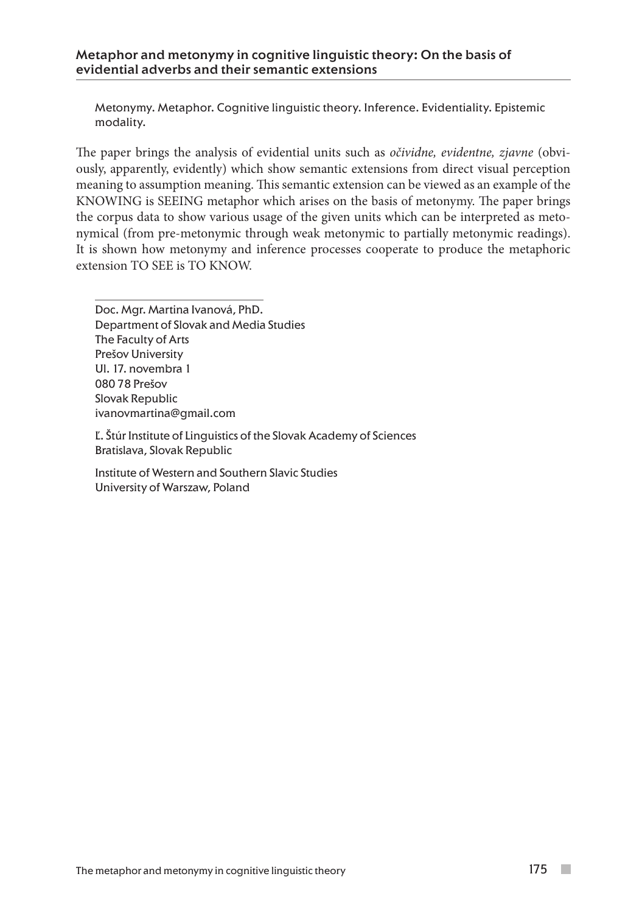**Metaphor and metonymy in cognitive linguistic theory: On the basis of evidential adverbs and their semantic extensions**

Metonymy. Metaphor. Cognitive linguistic theory. Inference. Evidentiality. Epistemic modality.

The paper brings the analysis of evidential units such as *očividne, evidentne, zjavne* (obviously, apparently, evidently) which show semantic extensions from direct visual perception meaning to assumption meaning. This semantic extension can be viewed as an example of the KNOWING is SEEING metaphor which arises on the basis of metonymy. The paper brings the corpus data to show various usage of the given units which can be interpreted as metonymical (from pre-metonymic through weak metonymic to partially metonymic readings). It is shown how metonymy and inference processes cooperate to produce the metaphoric extension TO SEE is TO KNOW.

---

Doc. Mgr. Martina Ivanová, PhD.
Department of Slovak and Media Studies
The Faculty of Arts
Prešov University
Ul. 17. novembra 1
080 78 Prešov
Slovak Republic
ivanovmartina@gmail.com

Ľ. Štúr Institute of Linguistics of the Slovak Academy of Sciences
Bratislava, Slovak Republic

Institute of Western and Southern Slavic Studies
University of Warszaw, Poland